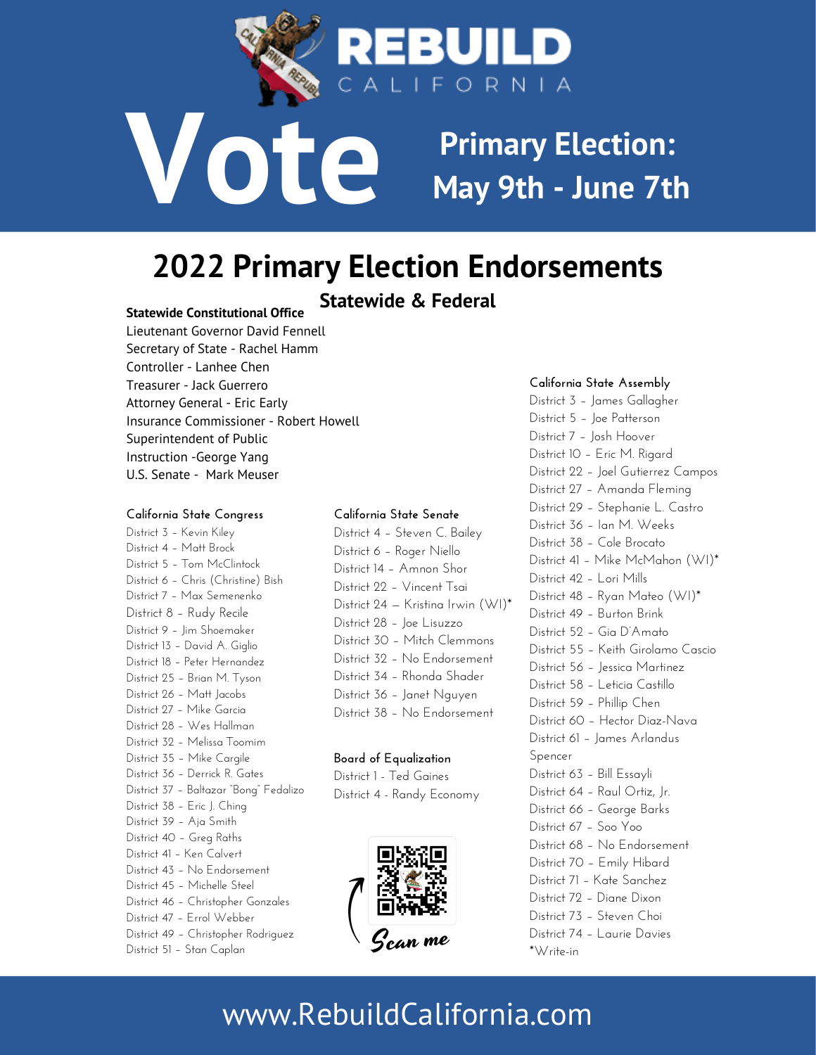# REBUILD CALIFORNIA

# Vote

## Primary Election: May 9th - June 7th

# 2022 Primary Election Endorsements

## Statewide & Federal

### Statewide Constitutional Office

Lieutenant Governor David Fennell
Secretary of State - Rachel Hamm
Controller - Lanhee Chen
Treasurer - Jack Guerrero
Attorney General - Eric Early
Insurance Commissioner - Robert Howell
Superintendent of Public Instruction -George Yang
U.S. Senate - Mark Meuser

### California State Congress

District 3 – Kevin Kiley
District 4 – Matt Brock
District 5 – Tom McClintock
District 6 – Chris (Christine) Bish
District 7 – Max Semenenko
District 8 – Rudy Recile
District 9 – Jim Shoemaker
District 13 – David A. Giglio
District 18 – Peter Hernandez
District 25 – Brian M. Tyson
District 26 – Matt Jacobs
District 27 – Mike Garcia
District 28 – Wes Hallman
District 32 – Melissa Toomim
District 35 – Mike Cargile
District 36 – Derrick R. Gates
District 37 – Baltazar "Bong" Fedalizo
District 38 – Eric J. Ching
District 39 – Aja Smith
District 40 – Greg Raths
District 41 – Ken Calvert
District 43 – No Endorsement
District 45 – Michelle Steel
District 46 – Christopher Gonzales
District 47 – Errol Webber
District 49 – Christopher Rodriguez
District 51 – Stan Caplan

### California State Senate

District 4 – Steven C. Bailey
District 6 – Roger Niello
District 14 – Amnon Shor
District 22 – Vincent Tsai
District 24 – Kristina Irwin (WI)*
District 28 – Joe Lisuzzo
District 30 – Mitch Clemmons
District 32 – No Endorsement
District 34 – Rhonda Shader
District 36 – Janet Nguyen
District 38 – No Endorsement

### Board of Equalization

District 1 - Ted Gaines
District 4 - Randy Economy

Scan me

### California State Assembly

District 3 – James Gallagher
District 5 – Joe Patterson
District 7 – Josh Hoover
District 10 – Eric M. Rigard
District 22 – Joel Gutierrez Campos
District 27 – Amanda Fleming
District 29 – Stephanie L. Castro
District 36 – Ian M. Weeks
District 38 – Cole Brocato
District 41 – Mike McMahon (WI)*
District 42 – Lori Mills
District 48 – Ryan Mateo (WI)*
District 49 – Burton Brink
District 52 – Gia D'Amato
District 55 – Keith Girolamo Cascio
District 56 – Jessica Martinez
District 58 – Leticia Castillo
District 59 – Phillip Chen
District 60 – Hector Diaz-Nava
District 61 – James Arlandus Spencer
District 63 – Bill Essayli
District 64 – Raul Ortiz, Jr.
District 66 – George Barks
District 67 – Soo Yoo
District 68 – No Endorsement
District 70 – Emily Hibard
District 71 – Kate Sanchez
District 72 – Diane Dixon
District 73 – Steven Choi
District 74 – Laurie Davies

*Write-in

www.RebuildCalifornia.com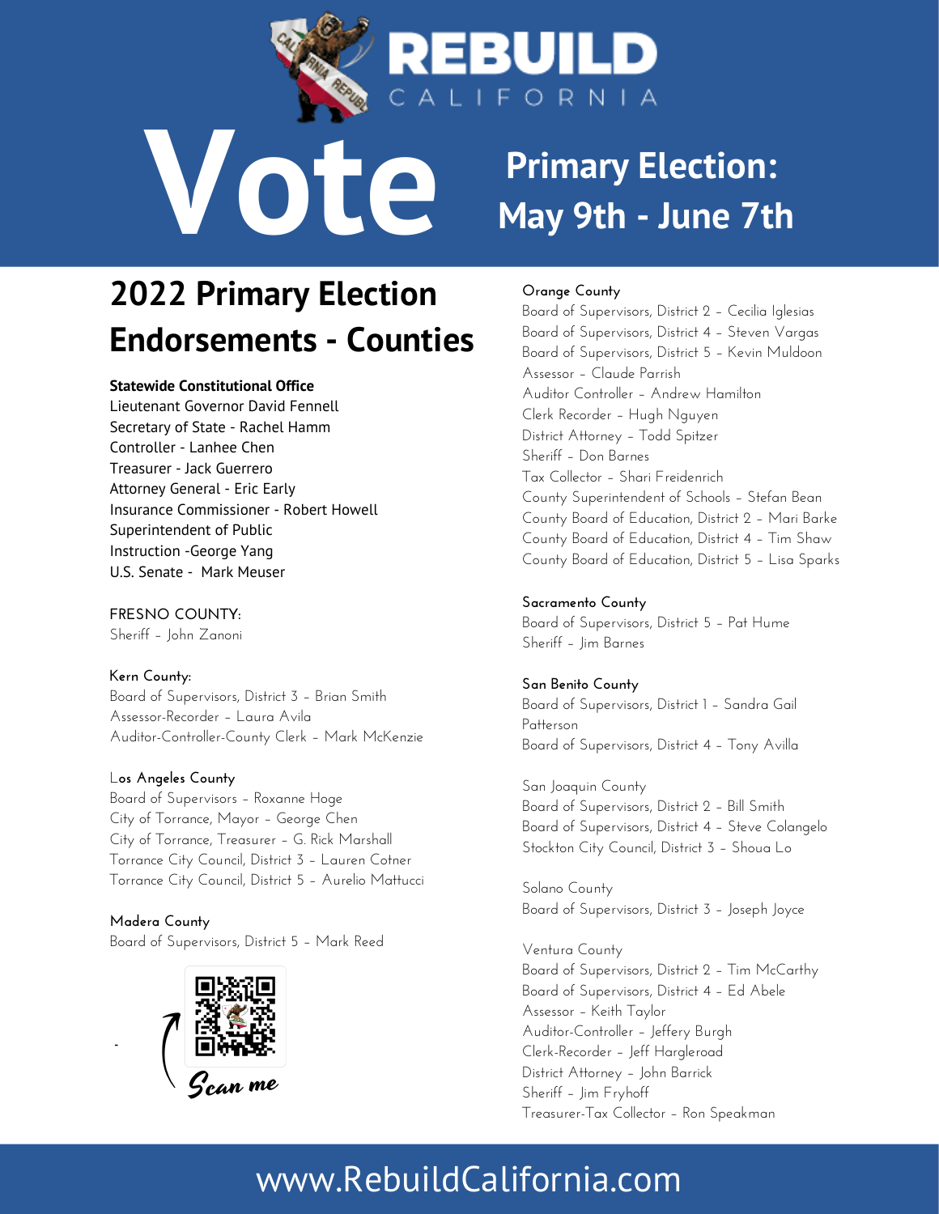REBUILD CALIFORNIA

# Vote

## Primary Election: May 9th - June 7th

# 2022 Primary Election Endorsements - Counties

**Statewide Constitutional Office**
Lieutenant Governor David Fennell
Secretary of State - Rachel Hamm
Controller - Lanhee Chen
Treasurer - Jack Guerrero
Attorney General - Eric Early
Insurance Commissioner - Robert Howell
Superintendent of Public Instruction -George Yang
U.S. Senate - Mark Meuser

FRESNO COUNTY:
Sheriff – John Zanoni

**Kern County:**
Board of Supervisors, District 3 – Brian Smith
Assessor-Recorder – Laura Avila
Auditor-Controller-County Clerk – Mark McKenzie

**Los Angeles County**
Board of Supervisors – Roxanne Hoge
City of Torrance, Mayor – George Chen
City of Torrance, Treasurer – G. Rick Marshall
Torrance City Council, District 3 – Lauren Cotner
Torrance City Council, District 5 – Aurelio Mattucci

**Madera County**
Board of Supervisors, District 5 – Mark Reed

Scan me

**Orange County**
Board of Supervisors, District 2 – Cecilia Iglesias
Board of Supervisors, District 4 – Steven Vargas
Board of Supervisors, District 5 – Kevin Muldoon
Assessor – Claude Parrish
Auditor Controller – Andrew Hamilton
Clerk Recorder – Hugh Nguyen
District Attorney – Todd Spitzer
Sheriff – Don Barnes
Tax Collector – Shari Freidenrich
County Superintendent of Schools – Stefan Bean
County Board of Education, District 2 – Mari Barke
County Board of Education, District 4 – Tim Shaw
County Board of Education, District 5 – Lisa Sparks

**Sacramento County**
Board of Supervisors, District 5 – Pat Hume
Sheriff – Jim Barnes

**San Benito County**
Board of Supervisors, District 1 – Sandra Gail Patterson
Board of Supervisors, District 4 – Tony Avilla

San Joaquin County
Board of Supervisors, District 2 – Bill Smith
Board of Supervisors, District 4 – Steve Colangelo
Stockton City Council, District 3 – Shoua Lo

Solano County
Board of Supervisors, District 3 – Joseph Joyce

Ventura County
Board of Supervisors, District 2 – Tim McCarthy
Board of Supervisors, District 4 – Ed Abele
Assessor – Keith Taylor
Auditor-Controller – Jeffery Burgh
Clerk-Recorder – Jeff Hargleroad
District Attorney – John Barrick
Sheriff – Jim Fryhoff
Treasurer-Tax Collector – Ron Speakman

www.RebuildCalifornia.com